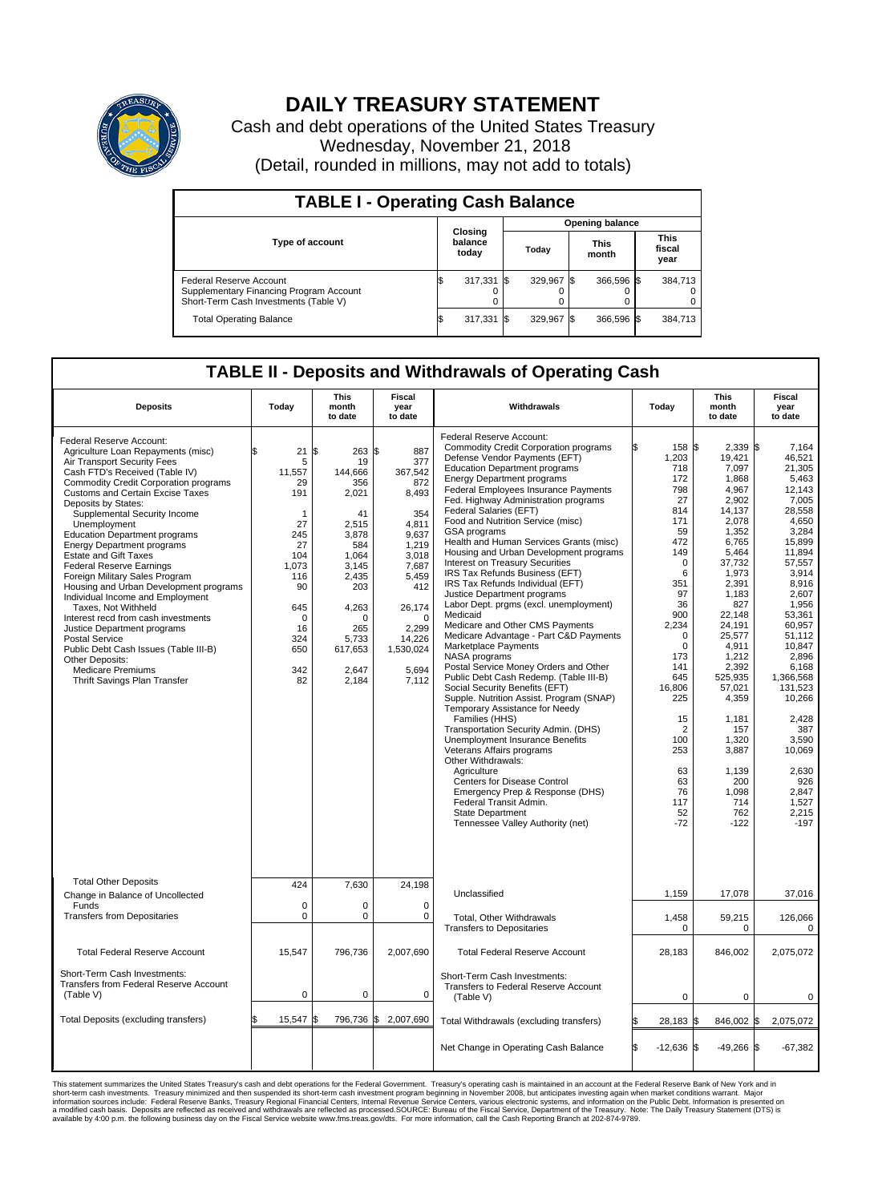# DAILY TREASURY STATEMENT

Cash and debt operations of the United States Treasury
Wednesday, November 21, 2018
(Detail, rounded in millions, may not add to totals)

## TABLE I - Operating Cash Balance

| Type of account | Closing balance today | Opening balance Today | Opening balance This month | Opening balance This fiscal year |
|---|---|---|---|---|
| Federal Reserve Account | $ 317,331 | $ 329,967 | $ 366,596 | $ 384,713 |
| Supplementary Financing Program Account | 0 | 0 | 0 | 0 |
| Short-Term Cash Investments (Table V) | 0 | 0 | 0 | 0 |
| Total Operating Balance | $ 317,331 | $ 329,967 | $ 366,596 | $ 384,713 |

## TABLE II - Deposits and Withdrawals of Operating Cash

| Deposits | Today | This month to date | Fiscal year to date | Withdrawals | Today | This month to date | Fiscal year to date |
|---|---|---|---|---|---|---|---|
| Federal Reserve Account: | | | | Federal Reserve Account: | | | |
| Agriculture Loan Repayments (misc) | $ 21 | $ 263 | $ 887 | Commodity Credit Corporation programs | $ 158 | $ 2,339 | $ 7,164 |
| Air Transport Security Fees | 5 | 19 | 377 | Defense Vendor Payments (EFT) | 1,203 | 19,421 | 46,521 |
| Cash FTD's Received (Table IV) | 11,557 | 144,666 | 367,542 | Education Department programs | 718 | 7,097 | 21,305 |
| Commodity Credit Corporation programs | 29 | 356 | 872 | Energy Department programs | 172 | 1,868 | 5,463 |
| Customs and Certain Excise Taxes | 191 | 2,021 | 8,493 | Federal Employees Insurance Payments | 798 | 4,967 | 12,143 |
| Deposits by States: | | | | Fed. Highway Administration programs | 27 | 2,902 | 7,005 |
| Supplemental Security Income | 1 | 41 | 354 | Federal Salaries (EFT) | 814 | 14,137 | 28,558 |
| Unemployment | 27 | 2,515 | 4,811 | Food and Nutrition Service (misc) | 171 | 2,078 | 4,650 |
| Education Department programs | 245 | 3,878 | 9,637 | GSA programs | 59 | 1,352 | 3,284 |
| Energy Department programs | 27 | 584 | 1,219 | Health and Human Services Grants (misc) | 472 | 6,765 | 15,899 |
| Estate and Gift Taxes | 104 | 1,064 | 3,018 | Housing and Urban Development programs | 149 | 5,464 | 11,894 |
| Federal Reserve Earnings | 1,073 | 3,145 | 7,687 | Interest on Treasury Securities | 0 | 37,732 | 57,557 |
| Foreign Military Sales Program | 116 | 2,435 | 5,459 | IRS Tax Refunds Business (EFT) | 6 | 1,973 | 3,914 |
| Housing and Urban Development programs | 90 | 203 | 412 | IRS Tax Refunds Individual (EFT) | 351 | 2,391 | 8,916 |
| Individual Income and Employment | | | | Justice Department programs | 97 | 1,183 | 2,607 |
| Taxes, Not Withheld | 645 | 4,263 | 26,174 | Labor Dept. prgms (excl. unemployment) | 36 | 827 | 1,956 |
| Interest recd from cash investments | 0 | 0 | 0 | Medicaid | 900 | 22,148 | 53,361 |
| Justice Department programs | 16 | 265 | 2,299 | Medicare and Other CMS Payments | 2,234 | 24,191 | 60,957 |
| Postal Service | 324 | 5,733 | 14,226 | Medicare Advantage - Part C&D Payments | 0 | 25,577 | 51,112 |
| Public Debt Cash Issues (Table III-B) | 650 | 617,653 | 1,530,024 | Marketplace Payments | 0 | 4,911 | 10,847 |
| Other Deposits: | | | | NASA programs | 173 | 1,212 | 2,896 |
| Medicare Premiums | 342 | 2,647 | 5,694 | Postal Service Money Orders and Other | 141 | 2,392 | 6,168 |
| Thrift Savings Plan Transfer | 82 | 2,184 | 7,112 | Public Debt Cash Redemp. (Table III-B) | 645 | 525,935 | 1,366,568 |
| | | | | Social Security Benefits (EFT) | 16,806 | 57,021 | 131,523 |
| | | | | Supple. Nutrition Assist. Program (SNAP) | 225 | 4,359 | 10,266 |
| | | | | Temporary Assistance for Needy Families (HHS) | 15 | 1,181 | 2,428 |
| | | | | Transportation Security Admin. (DHS) | 2 | 157 | 387 |
| | | | | Unemployment Insurance Benefits | 100 | 1,320 | 3,590 |
| | | | | Veterans Affairs programs | 253 | 3,887 | 10,069 |
| | | | | Other Withdrawals: | | | |
| | | | | Agriculture | 63 | 1,139 | 2,630 |
| | | | | Centers for Disease Control | 63 | 200 | 926 |
| | | | | Emergency Prep & Response (DHS) | 76 | 1,098 | 2,847 |
| | | | | Federal Transit Admin. | 117 | 714 | 1,527 |
| | | | | State Department | 52 | 762 | 2,215 |
| | | | | Tennessee Valley Authority (net) | -72 | -122 | -197 |
| Total Other Deposits | 424 | 7,630 | 24,198 | Unclassified | 1,159 | 17,078 | 37,016 |
| Change in Balance of Uncollected Funds | 0 | 0 | 0 | | | | |
| Transfers from Depositaries | 0 | 0 | 0 | Total, Other Withdrawals | 1,458 | 59,215 | 126,066 |
| | | | | Transfers to Depositaries | 0 | 0 | 0 |
| Total Federal Reserve Account | 15,547 | 796,736 | 2,007,690 | Total Federal Reserve Account | 28,183 | 846,002 | 2,075,072 |
| Short-Term Cash Investments: Transfers from Federal Reserve Account (Table V) | 0 | 0 | 0 | Short-Term Cash Investments: Transfers to Federal Reserve Account (Table V) | 0 | 0 | 0 |
| Total Deposits (excluding transfers) | $ 15,547 | $ 796,736 | $ 2,007,690 | Total Withdrawals (excluding transfers) | $ 28,183 | $ 846,002 | $ 2,075,072 |
| | | | | Net Change in Operating Cash Balance | $ -12,636 | $ -49,266 | $ -67,382 |

This statement summarizes the United States Treasury's cash and debt operations for the Federal Government. Treasury's operating cash is maintained in an account at the Federal Reserve Bank of New York and in short-term cash investments. Treasury minimized and then suspended its short-term cash investment program beginning in November 2008, but anticipates investing again when market conditions warrant. Major information sources include: Federal Reserve Banks, Treasury Regional Financial Centers, Internal Revenue Service Centers, various electronic systems, and information on the Public Debt. Information is presented on a modified cash basis. Deposits are reflected as received and withdrawals are reflected as processed.SOURCE: Bureau of the Fiscal Service, Department of the Treasury. Note: The Daily Treasury Statement (DTS) is available by 4:00 p.m. the following business day on the Fiscal Service website www.fms.treas.gov/dts. For more information, call the Cash Reporting Branch at 202-874-9789.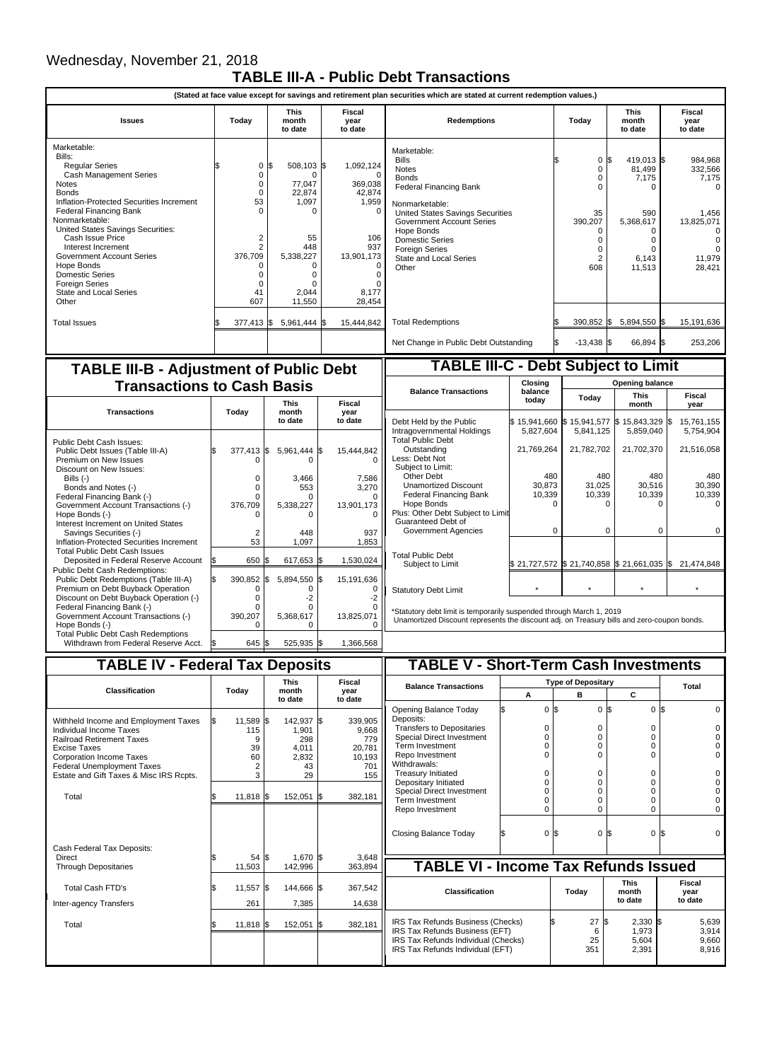Wednesday, November 21, 2018

# TABLE III-A - Public Debt Transactions

(Stated at face value except for savings and retirement plan securities which are stated at current redemption values.)

| Issues | Today | This month to date | Fiscal year to date |
|---|---|---|---|
| Marketable: | | | |
| Bills: | | | |
| Regular Series | $ 0 | $ 508,103 | $ 1,092,124 |
| Cash Management Series | 0 | 0 | 0 |
| Notes | 0 | 77,047 | 369,038 |
| Bonds | 0 | 22,874 | 42,874 |
| Inflation-Protected Securities Increment | 53 | 1,097 | 1,959 |
| Federal Financing Bank | 0 | 0 | 0 |
| Nonmarketable: | | | |
| United States Savings Securities: | | | |
| Cash Issue Price | 2 | 55 | 106 |
| Interest Increment | 2 | 448 | 937 |
| Government Account Series | 376,709 | 5,338,227 | 13,901,173 |
| Hope Bonds | 0 | 0 | 0 |
| Domestic Series | 0 | 0 | 0 |
| Foreign Series | 0 | 0 | 0 |
| State and Local Series | 41 | 2,044 | 8,177 |
| Other | 607 | 11,550 | 28,454 |
| Total Issues | $ 377,413 | $ 5,961,444 | $ 15,444,842 |

| Redemptions | Today | This month to date | Fiscal year to date |
|---|---|---|---|
| Marketable: | | | |
| Bills | $ 0 | $ 419,013 | $ 984,968 |
| Notes | 0 | 81,499 | 332,566 |
| Bonds | 0 | 7,175 | 7,175 |
| Federal Financing Bank | 0 | 0 | 0 |
| Nonmarketable: | | | |
| United States Savings Securities | 35 | 590 | 1,456 |
| Government Account Series | 390,207 | 5,368,617 | 13,825,071 |
| Hope Bonds | 0 | 0 | 0 |
| Domestic Series | 0 | 0 | 0 |
| Foreign Series | 0 | 0 | 0 |
| State and Local Series | 2 | 6,143 | 11,979 |
| Other | 608 | 11,513 | 28,421 |
| Total Redemptions | $ 390,852 | $ 5,894,550 | $ 15,191,636 |
| Net Change in Public Debt Outstanding | $ -13,438 | $ 66,894 | $ 253,206 |

# TABLE III-B - Adjustment of Public Debt Transactions to Cash Basis

| Transactions | Today | This month to date | Fiscal year to date |
|---|---|---|---|
| Public Debt Cash Issues: | | | |
| Public Debt Issues (Table III-A) | $ 377,413 | $ 5,961,444 | $ 15,444,842 |
| Premium on New Issues | 0 | 0 | 0 |
| Discount on New Issues: | | | |
| Bills (-) | 0 | 3,466 | 7,586 |
| Bonds and Notes (-) | 0 | 553 | 3,270 |
| Federal Financing Bank (-) | 0 | 0 | 0 |
| Government Account Transactions (-) | 376,709 | 5,338,227 | 13,901,173 |
| Hope Bonds (-) | 0 | 0 | 0 |
| Interest Increment on United States Savings Securities (-) | 2 | 448 | 937 |
| Inflation-Protected Securities Increment | 53 | 1,097 | 1,853 |
| Total Public Debt Cash Issues Deposited in Federal Reserve Account | $ 650 | $ 617,653 | $ 1,530,024 |
| Public Debt Cash Redemptions: | | | |
| Public Debt Redemptions (Table III-A) | $ 390,852 | $ 5,894,550 | $ 15,191,636 |
| Premium on Debt Buyback Operation | 0 | 0 | 0 |
| Discount on Debt Buyback Operation (-) | 0 | -2 | -2 |
| Federal Financing Bank (-) | 0 | 0 | 0 |
| Government Account Transactions (-) | 390,207 | 5,368,617 | 13,825,071 |
| Hope Bonds (-) | 0 | 0 | 0 |
| Total Public Debt Cash Redemptions Withdrawn from Federal Reserve Acct. | $ 645 | $ 525,935 | $ 1,366,568 |

# TABLE III-C - Debt Subject to Limit

| Balance Transactions | Closing balance today | Opening balance Today | Opening balance This month | Opening balance Fiscal year |
|---|---|---|---|---|
| Debt Held by the Public | $ 15,941,660 | $ 15,941,577 | $ 15,843,329 | $ 15,761,155 |
| Intragovernmental Holdings | 5,827,604 | 5,841,125 | 5,859,040 | 5,754,904 |
| Total Public Debt Outstanding | 21,769,264 | 21,782,702 | 21,702,370 | 21,516,058 |
| Less: Debt Not Subject to Limit: | | | | |
| Other Debt | 480 | 480 | 480 | 480 |
| Unamortized Discount | 30,873 | 31,025 | 30,516 | 30,390 |
| Federal Financing Bank | 10,339 | 10,339 | 10,339 | 10,339 |
| Hope Bonds | 0 | 0 | 0 | 0 |
| Plus: Other Debt Subject to Limit | | | | |
| Guaranteed Debt of Government Agencies | 0 | 0 | 0 | 0 |
| Total Public Debt Subject to Limit | $ 21,727,572 | $ 21,740,858 | $ 21,661,035 | $ 21,474,848 |
| Statutory Debt Limit | * | * | * | * |

*Statutory debt limit is temporarily suspended through March 1, 2019
Unamortized Discount represents the discount adj. on Treasury bills and zero-coupon bonds.

# TABLE IV - Federal Tax Deposits

| Classification | Today | This month to date | Fiscal year to date |
|---|---|---|---|
| Withheld Income and Employment Taxes | $ 11,589 | $ 142,937 | $ 339,905 |
| Individual Income Taxes | 115 | 1,901 | 9,668 |
| Railroad Retirement Taxes | 9 | 298 | 779 |
| Excise Taxes | 39 | 4,011 | 20,781 |
| Corporation Income Taxes | 60 | 2,832 | 10,193 |
| Federal Unemployment Taxes | 2 | 43 | 701 |
| Estate and Gift Taxes & Misc IRS Rcpts. | 3 | 29 | 155 |
| Total | $ 11,818 | $ 152,051 | $ 382,181 |
| Cash Federal Tax Deposits: | | | |
| Direct | $ 54 | $ 1,670 | $ 3,648 |
| Through Depositaries | 11,503 | 142,996 | 363,894 |
| Total Cash FTD's | $ 11,557 | $ 144,666 | $ 367,542 |
| Inter-agency Transfers | 261 | 7,385 | 14,638 |
| Total | $ 11,818 | $ 152,051 | $ 382,181 |

# TABLE V - Short-Term Cash Investments

| Balance Transactions | Type of Depositary A | Type of Depositary B | Type of Depositary C | Total |
|---|---|---|---|---|
| Opening Balance Today | $ 0 | $ 0 | $ 0 | $ 0 |
| Deposits: | | | | |
| Transfers to Depositaries | 0 | 0 | 0 | 0 |
| Special Direct Investment | 0 | 0 | 0 | 0 |
| Term Investment | 0 | 0 | 0 | 0 |
| Repo Investment | 0 | 0 | 0 | 0 |
| Withdrawals: | | | | |
| Treasury Initiated | 0 | 0 | 0 | 0 |
| Depositary Initiated | 0 | 0 | 0 | 0 |
| Special Direct Investment | 0 | 0 | 0 | 0 |
| Term Investment | 0 | 0 | 0 | 0 |
| Repo Investment | 0 | 0 | 0 | 0 |
| Closing Balance Today | $ 0 | $ 0 | $ 0 | $ 0 |

# TABLE VI - Income Tax Refunds Issued

| Classification | Today | This month to date | Fiscal year to date |
|---|---|---|---|
| IRS Tax Refunds Business (Checks) | $ 27 | $ 2,330 | $ 5,639 |
| IRS Tax Refunds Business (EFT) | 6 | 1,973 | 3,914 |
| IRS Tax Refunds Individual (Checks) | 25 | 5,604 | 9,660 |
| IRS Tax Refunds Individual (EFT) | 351 | 2,391 | 8,916 |